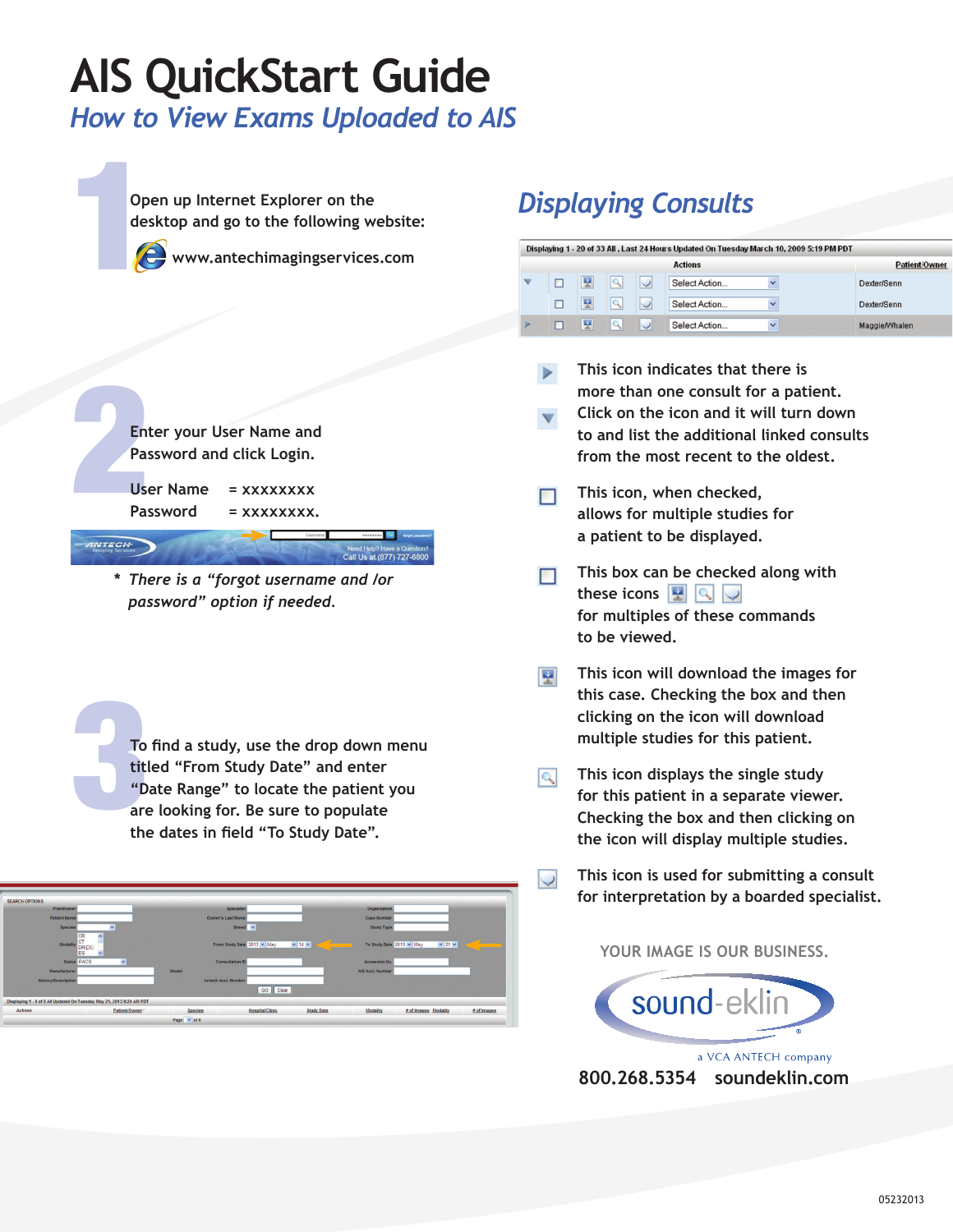# AIS QuickStart Guide

## *How to View Exams Uploaded to AIS*

**1**

Open up Internet Explorer on the desktop and go to the following website:

www.antechimagingservices.com

**2**

Enter your User Name and Password and click Login.

User Name = xxxxxxxx

Password = xxxxxxxx.

*\* There is a "forgot username and /or password" option if needed.*

**3**

To find a study, use the drop down menu titled "From Study Date" and enter "Date Range" to locate the patient you are looking for. Be sure to populate the dates in field "To Study Date".

## *Displaying Consults*

This icon indicates that there is more than one consult for a patient. Click on the icon and it will turn down to and list the additional linked consults from the most recent to the oldest.

This icon, when checked, allows for multiple studies for a patient to be displayed.

This box can be checked along with these icons for multiples of these commands to be viewed.

This icon will download the images for this case. Checking the box and then clicking on the icon will download multiple studies for this patient.

This icon displays the single study for this patient in a separate viewer. Checking the box and then clicking on the icon will display multiple studies.

This icon is used for submitting a consult for interpretation by a boarded specialist.

YOUR IMAGE IS OUR BUSINESS.

sound-eklin®

a VCA ANTECH company

800.268.5354 soundeklin.com

05232013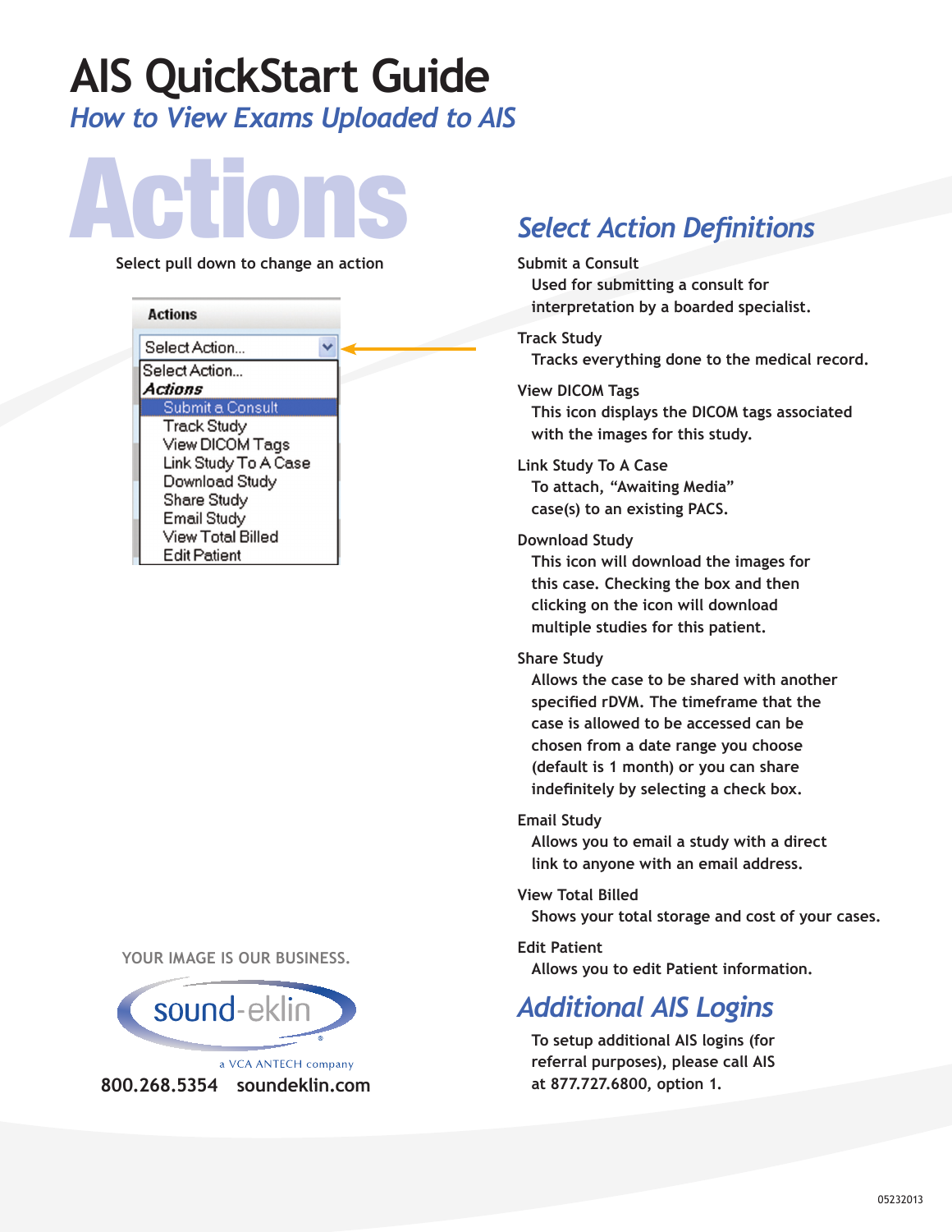# AIS QuickStart Guide

*How to View Exams Uploaded to AIS*

## Actions

Select pull down to change an action

Actions

Select Action...

Select Action...
*Actions*
Submit a Consult
Track Study
View DICOM Tags
Link Study To A Case
Download Study
Share Study
Email Study
View Total Billed
Edit Patient

YOUR IMAGE IS OUR BUSINESS.

sound-eklin

a VCA ANTECH company

800.268.5354 soundeklin.com

## *Select Action Definitions*

Submit a Consult
Used for submitting a consult for interpretation by a boarded specialist.

Track Study
Tracks everything done to the medical record.

View DICOM Tags
This icon displays the DICOM tags associated with the images for this study.

Link Study To A Case
To attach, "Awaiting Media" case(s) to an existing PACS.

Download Study
This icon will download the images for this case. Checking the box and then clicking on the icon will download multiple studies for this patient.

Share Study
Allows the case to be shared with another specified rDVM. The timeframe that the case is allowed to be accessed can be chosen from a date range you choose (default is 1 month) or you can share indefinitely by selecting a check box.

Email Study
Allows you to email a study with a direct link to anyone with an email address.

View Total Billed
Shows your total storage and cost of your cases.

Edit Patient
Allows you to edit Patient information.

## *Additional AIS Logins*

To setup additional AIS logins (for referral purposes), please call AIS at 877.727.6800, option 1.

05232013